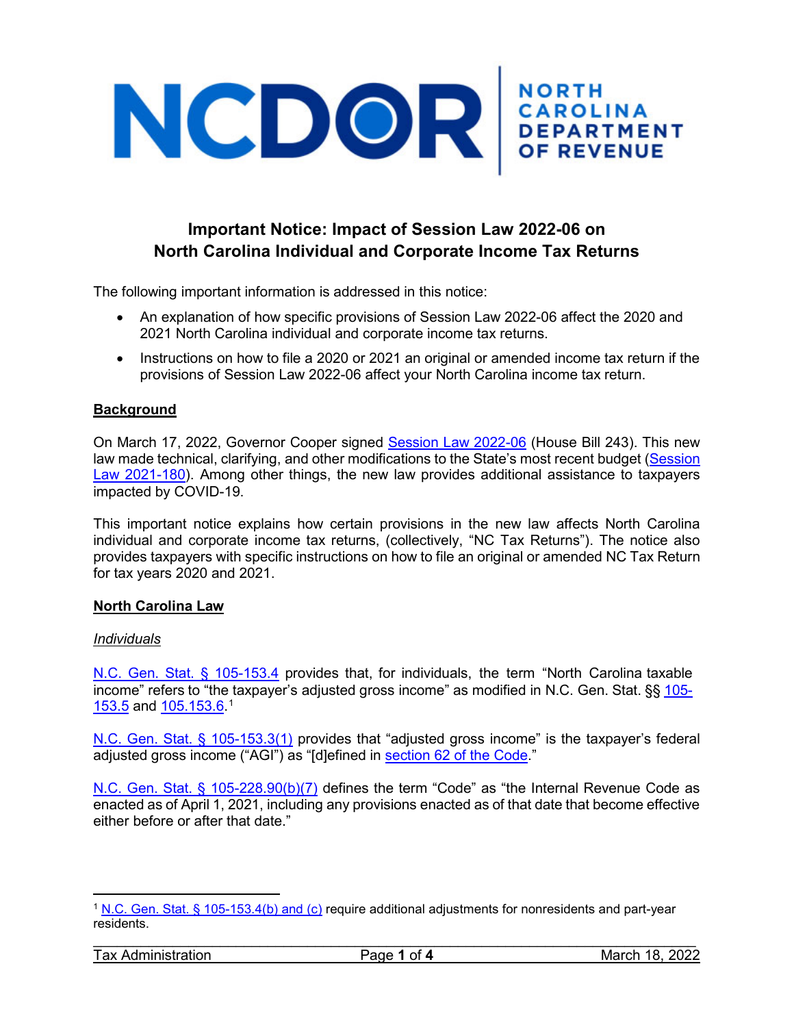NCDOR | NORTH CAROLINA DEPARTMENT OF REVENUE

# Important Notice: Impact of Session Law 2022-06 on North Carolina Individual and Corporate Income Tax Returns

The following important information is addressed in this notice:

- An explanation of how specific provisions of Session Law 2022-06 affect the 2020 and 2021 North Carolina individual and corporate income tax returns.
- Instructions on how to file a 2020 or 2021 an original or amended income tax return if the provisions of Session Law 2022-06 affect your North Carolina income tax return.

## Background

On March 17, 2022, Governor Cooper signed Session Law 2022-06 (House Bill 243). This new law made technical, clarifying, and other modifications to the State's most recent budget (Session Law 2021-180). Among other things, the new law provides additional assistance to taxpayers impacted by COVID-19.

This important notice explains how certain provisions in the new law affects North Carolina individual and corporate income tax returns, (collectively, "NC Tax Returns"). The notice also provides taxpayers with specific instructions on how to file an original or amended NC Tax Return for tax years 2020 and 2021.

## North Carolina Law

### *Individuals*

N.C. Gen. Stat. § 105-153.4 provides that, for individuals, the term "North Carolina taxable income" refers to "the taxpayer's adjusted gross income" as modified in N.C. Gen. Stat. §§ 105-153.5 and 105.153.6.[1]

N.C. Gen. Stat. § 105-153.3(1) provides that "adjusted gross income" is the taxpayer's federal adjusted gross income ("AGI") as "[d]efined in section 62 of the Code."

N.C. Gen. Stat. § 105-228.90(b)(7) defines the term "Code" as "the Internal Revenue Code as enacted as of April 1, 2021, including any provisions enacted as of that date that become effective either before or after that date."

---

[1] N.C. Gen. Stat. § 105-153.4(b) and (c) require additional adjustments for nonresidents and part-year residents.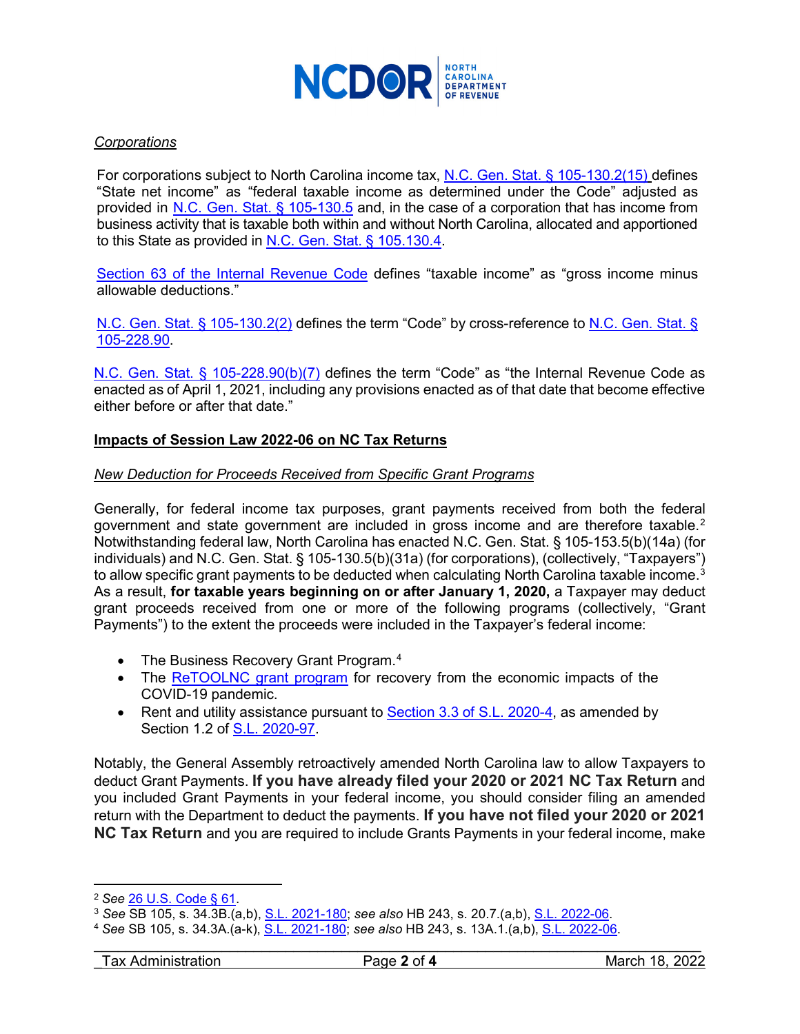*Corporations*

For corporations subject to North Carolina income tax, N.C. Gen. Stat. § 105-130.2(15) defines "State net income" as "federal taxable income as determined under the Code" adjusted as provided in N.C. Gen. Stat. § 105-130.5 and, in the case of a corporation that has income from business activity that is taxable both within and without North Carolina, allocated and apportioned to this State as provided in N.C. Gen. Stat. § 105.130.4.

Section 63 of the Internal Revenue Code defines "taxable income" as "gross income minus allowable deductions."

N.C. Gen. Stat. § 105-130.2(2) defines the term "Code" by cross-reference to N.C. Gen. Stat. § 105-228.90.

N.C. Gen. Stat. § 105-228.90(b)(7) defines the term "Code" as "the Internal Revenue Code as enacted as of April 1, 2021, including any provisions enacted as of that date that become effective either before or after that date."

## Impacts of Session Law 2022-06 on NC Tax Returns

*New Deduction for Proceeds Received from Specific Grant Programs*

Generally, for federal income tax purposes, grant payments received from both the federal government and state government are included in gross income and are therefore taxable.[2] Notwithstanding federal law, North Carolina has enacted N.C. Gen. Stat. § 105-153.5(b)(14a) (for individuals) and N.C. Gen. Stat. § 105-130.5(b)(31a) (for corporations), (collectively, "Taxpayers") to allow specific grant payments to be deducted when calculating North Carolina taxable income.[3] As a result, **for taxable years beginning on or after January 1, 2020,** a Taxpayer may deduct grant proceeds received from one or more of the following programs (collectively, "Grant Payments") to the extent the proceeds were included in the Taxpayer's federal income:

- The Business Recovery Grant Program.[4]
- The ReTOOLNC grant program for recovery from the economic impacts of the COVID-19 pandemic.
- Rent and utility assistance pursuant to Section 3.3 of S.L. 2020-4, as amended by Section 1.2 of S.L. 2020-97.

Notably, the General Assembly retroactively amended North Carolina law to allow Taxpayers to deduct Grant Payments. **If you have already filed your 2020 or 2021 NC Tax Return** and you included Grant Payments in your federal income, you should consider filing an amended return with the Department to deduct the payments. **If you have not filed your 2020 or 2021 NC Tax Return** and you are required to include Grants Payments in your federal income, make

---

[2] *See* 26 U.S. Code § 61.

[3] *See* SB 105, s. 34.3B.(a,b), S.L. 2021-180; *see also* HB 243, s. 20.7.(a,b), S.L. 2022-06.

[4] *See* SB 105, s. 34.3A.(a-k), S.L. 2021-180; *see also* HB 243, s. 13A.1.(a,b), S.L. 2022-06.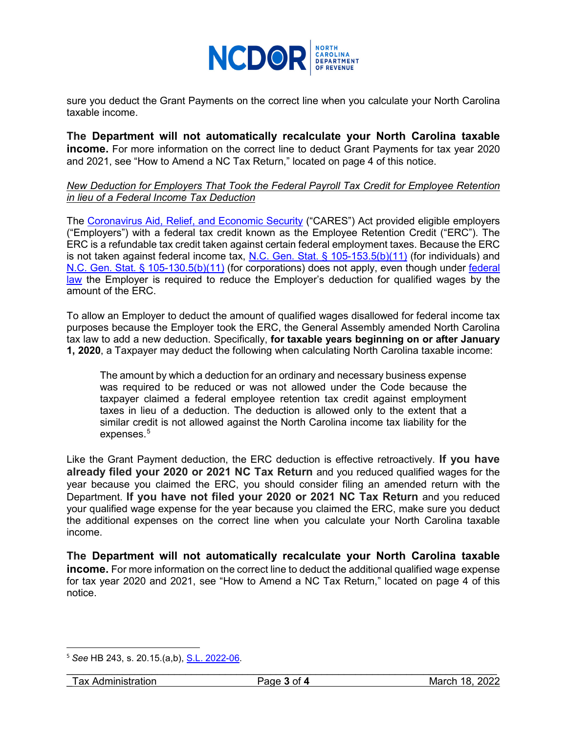sure you deduct the Grant Payments on the correct line when you calculate your North Carolina taxable income.

**The Department will not automatically recalculate your North Carolina taxable income.** For more information on the correct line to deduct Grant Payments for tax year 2020 and 2021, see "How to Amend a NC Tax Return," located on page 4 of this notice.

*New Deduction for Employers That Took the Federal Payroll Tax Credit for Employee Retention in lieu of a Federal Income Tax Deduction*

The Coronavirus Aid, Relief, and Economic Security ("CARES") Act provided eligible employers ("Employers") with a federal tax credit known as the Employee Retention Credit ("ERC"). The ERC is a refundable tax credit taken against certain federal employment taxes. Because the ERC is not taken against federal income tax, N.C. Gen. Stat. § 105-153.5(b)(11) (for individuals) and N.C. Gen. Stat. § 105-130.5(b)(11) (for corporations) does not apply, even though under federal law the Employer is required to reduce the Employer's deduction for qualified wages by the amount of the ERC.

To allow an Employer to deduct the amount of qualified wages disallowed for federal income tax purposes because the Employer took the ERC, the General Assembly amended North Carolina tax law to add a new deduction. Specifically, **for taxable years beginning on or after January 1, 2020**, a Taxpayer may deduct the following when calculating North Carolina taxable income:

> The amount by which a deduction for an ordinary and necessary business expense was required to be reduced or was not allowed under the Code because the taxpayer claimed a federal employee retention tax credit against employment taxes in lieu of a deduction. The deduction is allowed only to the extent that a similar credit is not allowed against the North Carolina income tax liability for the expenses.[5]

Like the Grant Payment deduction, the ERC deduction is effective retroactively. **If you have already filed your 2020 or 2021 NC Tax Return** and you reduced qualified wages for the year because you claimed the ERC, you should consider filing an amended return with the Department. **If you have not filed your 2020 or 2021 NC Tax Return** and you reduced your qualified wage expense for the year because you claimed the ERC, make sure you deduct the additional expenses on the correct line when you calculate your North Carolina taxable income.

**The Department will not automatically recalculate your North Carolina taxable income.** For more information on the correct line to deduct the additional qualified wage expense for tax year 2020 and 2021, see "How to Amend a NC Tax Return," located on page 4 of this notice.

---

[5] *See* HB 243, s. 20.15.(a,b), S.L. 2022-06.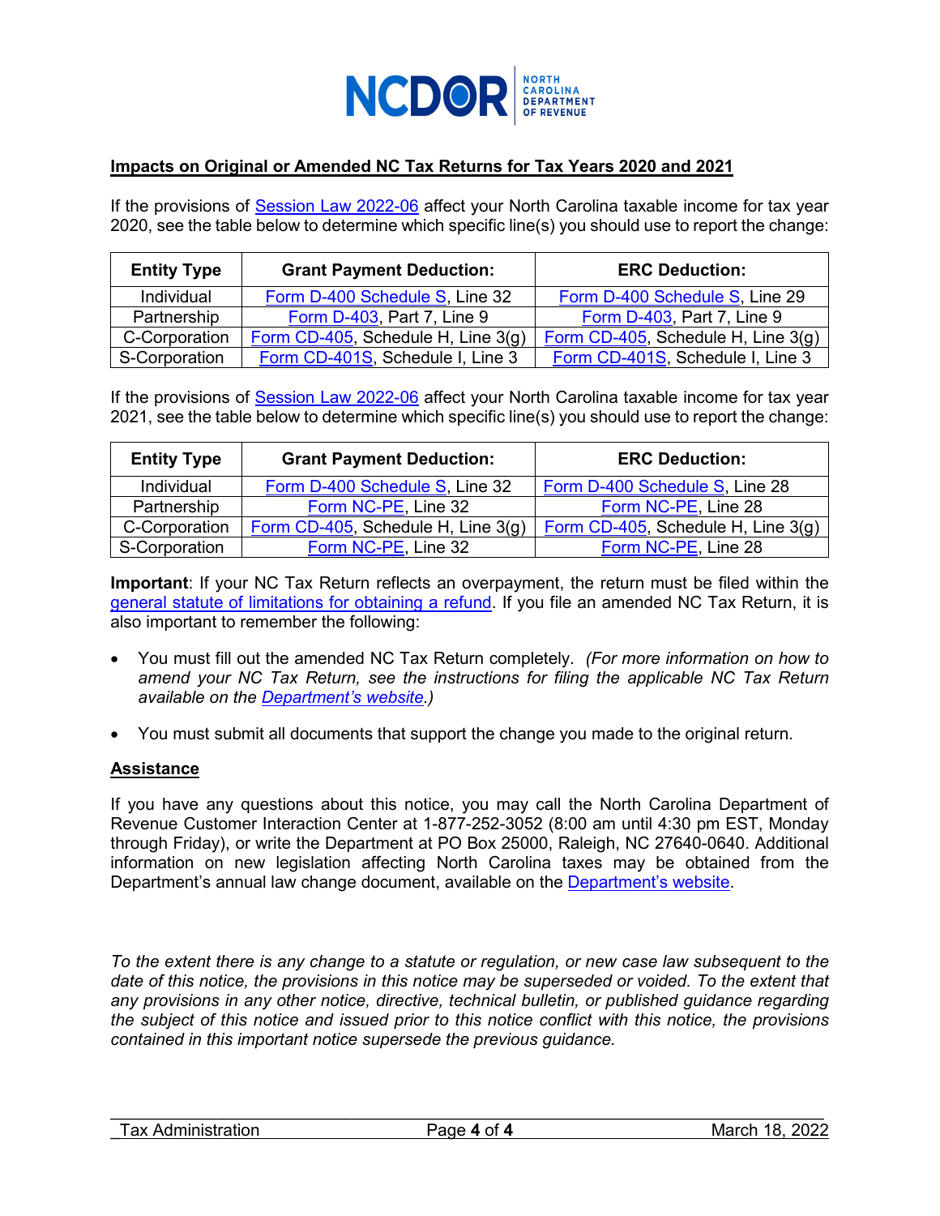**NCDOR** NORTH CAROLINA DEPARTMENT OF REVENUE

## Impacts on Original or Amended NC Tax Returns for Tax Years 2020 and 2021

If the provisions of Session Law 2022-06 affect your North Carolina taxable income for tax year 2020, see the table below to determine which specific line(s) you should use to report the change:

| Entity Type | Grant Payment Deduction: | ERC Deduction: |
|---|---|---|
| Individual | Form D-400 Schedule S, Line 32 | Form D-400 Schedule S, Line 29 |
| Partnership | Form D-403, Part 7, Line 9 | Form D-403, Part 7, Line 9 |
| C-Corporation | Form CD-405, Schedule H, Line 3(g) | Form CD-405, Schedule H, Line 3(g) |
| S-Corporation | Form CD-401S, Schedule I, Line 3 | Form CD-401S, Schedule I, Line 3 |

If the provisions of Session Law 2022-06 affect your North Carolina taxable income for tax year 2021, see the table below to determine which specific line(s) you should use to report the change:

| Entity Type | Grant Payment Deduction: | ERC Deduction: |
|---|---|---|
| Individual | Form D-400 Schedule S, Line 32 | Form D-400 Schedule S, Line 28 |
| Partnership | Form NC-PE, Line 32 | Form NC-PE, Line 28 |
| C-Corporation | Form CD-405, Schedule H, Line 3(g) | Form CD-405, Schedule H, Line 3(g) |
| S-Corporation | Form NC-PE, Line 32 | Form NC-PE, Line 28 |

**Important**: If your NC Tax Return reflects an overpayment, the return must be filed within the general statute of limitations for obtaining a refund. If you file an amended NC Tax Return, it is also important to remember the following:

- You must fill out the amended NC Tax Return completely. *(For more information on how to amend your NC Tax Return, see the instructions for filing the applicable NC Tax Return available on the Department's website.)*
- You must submit all documents that support the change you made to the original return.

## Assistance

If you have any questions about this notice, you may call the North Carolina Department of Revenue Customer Interaction Center at 1-877-252-3052 (8:00 am until 4:30 pm EST, Monday through Friday), or write the Department at PO Box 25000, Raleigh, NC 27640-0640. Additional information on new legislation affecting North Carolina taxes may be obtained from the Department's annual law change document, available on the Department's website.

*To the extent there is any change to a statute or regulation, or new case law subsequent to the date of this notice, the provisions in this notice may be superseded or voided. To the extent that any provisions in any other notice, directive, technical bulletin, or published guidance regarding the subject of this notice and issued prior to this notice conflict with this notice, the provisions contained in this important notice supersede the previous guidance.*